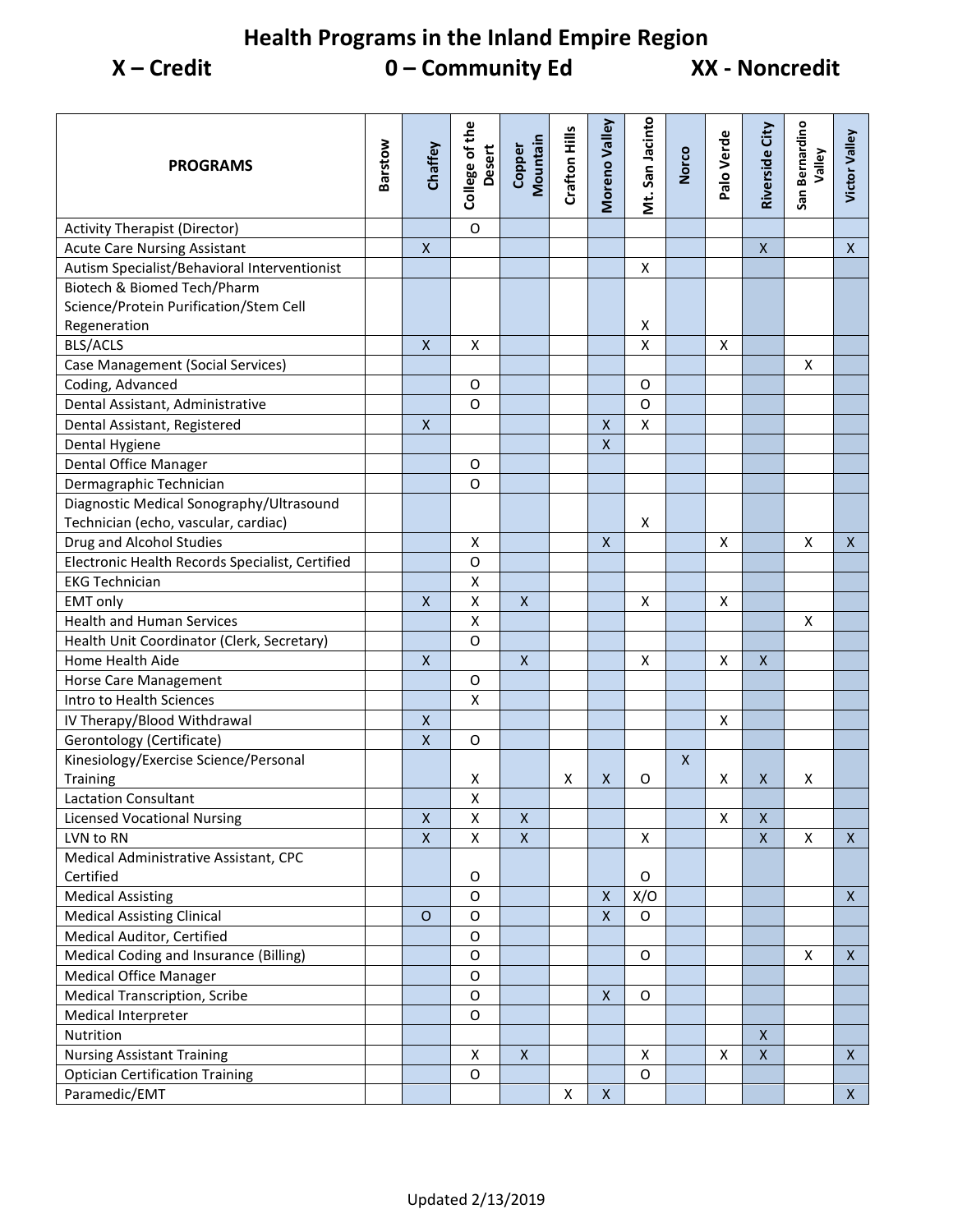# Health Programs in the Inland Empire Region

**X – Credit          0 – Community Ed          XX - Noncredit**

| PROGRAMS | Barstow | Chaffey | College of the Desert | Copper Mountain | Crafton Hills | Moreno Valley | Mt. San Jacinto | Norco | Palo Verde | Riverside City | San Bernardino Valley | Victor Valley |
|---|---|---|---|---|---|---|---|---|---|---|---|---|
| Activity Therapist (Director) | | | O | | | | | | | | | |
| Acute Care Nursing Assistant | | X | | | | | | | | X | | X |
| Autism Specialist/Behavioral Interventionist | | | | | | | X | | | | | |
| Biotech & Biomed Tech/Pharm Science/Protein Purification/Stem Cell Regeneration | | | | | | | X | | | | | |
| BLS/ACLS | | X | X | | | | X | | X | | | |
| Case Management (Social Services) | | | | | | | | | | | X | |
| Coding, Advanced | | | O | | | | O | | | | | |
| Dental Assistant, Administrative | | | O | | | | O | | | | | |
| Dental Assistant, Registered | | X | | | | X | X | | | | | |
| Dental Hygiene | | | | | | X | | | | | | |
| Dental Office Manager | | | O | | | | | | | | | |
| Dermagraphic Technician | | | O | | | | | | | | | |
| Diagnostic Medical Sonography/Ultrasound Technician (echo, vascular, cardiac) | | | | | | | X | | | | | |
| Drug and Alcohol Studies | | | X | | | X | | | X | | X | X |
| Electronic Health Records Specialist, Certified | | | O | | | | | | | | | |
| EKG Technician | | | X | | | | | | | | | |
| EMT only | | X | X | X | | | X | | X | | | |
| Health and Human Services | | | X | | | | | | | | X | |
| Health Unit Coordinator (Clerk, Secretary) | | | O | | | | | | | | | |
| Home Health Aide | | X | | X | | | X | | X | X | | |
| Horse Care Management | | | O | | | | | | | | | |
| Intro to Health Sciences | | | X | | | | | | | | | |
| IV Therapy/Blood Withdrawal | | X | | | | | | | X | | | |
| Gerontology (Certificate) | | X | O | | | | | | | | | |
| Kinesiology/Exercise Science/Personal Training | | | X | | X | X | O | X | X | X | X | |
| Lactation Consultant | | | X | | | | | | | | | |
| Licensed Vocational Nursing | | X | X | X | | | | | X | X | | |
| LVN to RN | | X | X | X | | | X | | | X | X | X |
| Medical Administrative Assistant, CPC Certified | | | O | | | | O | | | | | |
| Medical Assisting | | | O | | | X | X/O | | | | | X |
| Medical Assisting Clinical | | O | O | | | X | O | | | | | |
| Medical Auditor, Certified | | | O | | | | | | | | | |
| Medical Coding and Insurance (Billing) | | | O | | | | O | | | | X | X |
| Medical Office Manager | | | O | | | | | | | | | |
| Medical Transcription, Scribe | | | O | | | X | O | | | | | |
| Medical Interpreter | | | O | | | | | | | | | |
| Nutrition | | | | | | | | | | X | | |
| Nursing Assistant Training | | | X | X | | | X | | X | X | | X |
| Optician Certification Training | | | O | | | | O | | | | | |
| Paramedic/EMT | | | | | X | X | | | | | | X |

Updated 2/13/2019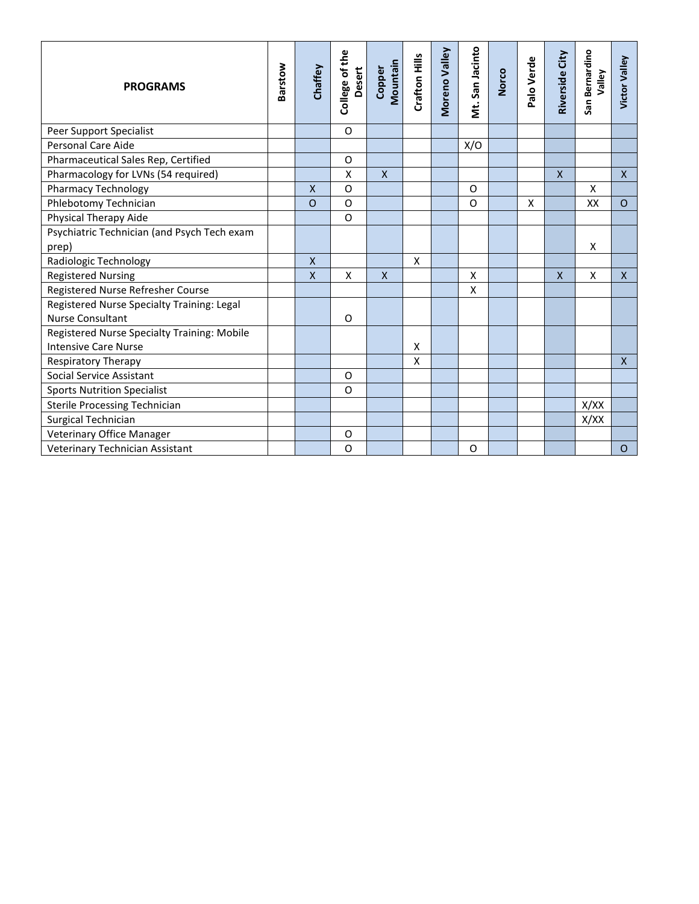| PROGRAMS | Barstow | Chaffey | College of the Desert | Copper Mountain | Crafton Hills | Moreno Valley | Mt. San Jacinto | Norco | Palo Verde | Riverside City | San Bernardino Valley | Victor Valley |
|---|---|---|---|---|---|---|---|---|---|---|---|---|
| Peer Support Specialist | | | O | | | | | | | | | |
| Personal Care Aide | | | | | | | X/O | | | | | |
| Pharmaceutical Sales Rep, Certified | | | O | | | | | | | | | |
| Pharmacology for LVNs (54 required) | | | X | X | | | | | | X | | X |
| Pharmacy Technology | | X | O | | | | O | | | | X | |
| Phlebotomy Technician | | O | O | | | | O | | X | | XX | O |
| Physical Therapy Aide | | | O | | | | | | | | | |
| Psychiatric Technician (and Psych Tech exam prep) | | | | | | | | | | | X | |
| Radiologic Technology | | X | | | X | | | | | | | |
| Registered Nursing | | X | X | X | | | X | | | X | X | X |
| Registered Nurse Refresher Course | | | | | | | X | | | | | |
| Registered Nurse Specialty Training: Legal Nurse Consultant | | | O | | | | | | | | | |
| Registered Nurse Specialty Training: Mobile Intensive Care Nurse | | | | | X | | | | | | | |
| Respiratory Therapy | | | | | X | | | | | | | X |
| Social Service Assistant | | | O | | | | | | | | | |
| Sports Nutrition Specialist | | | O | | | | | | | | | |
| Sterile Processing Technician | | | | | | | | | | | X/XX | |
| Surgical Technician | | | | | | | | | | | X/XX | |
| Veterinary Office Manager | | | O | | | | | | | | | |
| Veterinary Technician Assistant | | | O | | | | O | | | | | O |